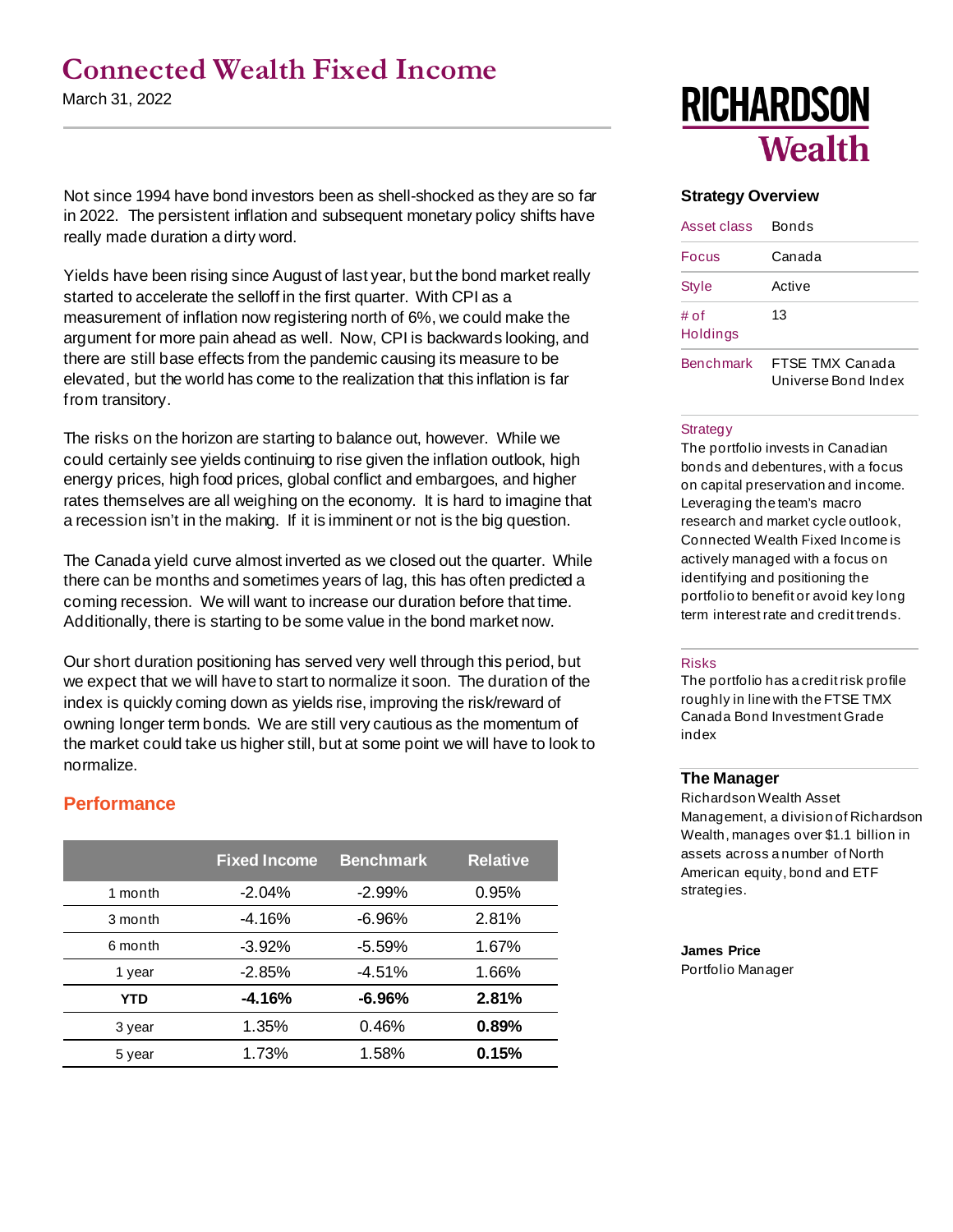# Connected Wealth Fixed Income

March 31, 2022

RICHARDSON Wealth

Not since 1994 have bond investors been as shell-shocked as they are so far in 2022. The persistent inflation and subsequent monetary policy shifts have really made duration a dirty word.

Yields have been rising since August of last year, but the bond market really started to accelerate the selloff in the first quarter. With CPI as a measurement of inflation now registering north of 6%, we could make the argument for more pain ahead as well. Now, CPI is backwards looking, and there are still base effects from the pandemic causing its measure to be elevated, but the world has come to the realization that this inflation is far from transitory.

The risks on the horizon are starting to balance out, however. While we could certainly see yields continuing to rise given the inflation outlook, high energy prices, high food prices, global conflict and embargoes, and higher rates themselves are all weighing on the economy. It is hard to imagine that a recession isn't in the making. If it is imminent or not is the big question.

The Canada yield curve almost inverted as we closed out the quarter. While there can be months and sometimes years of lag, this has often predicted a coming recession. We will want to increase our duration before that time. Additionally, there is starting to be some value in the bond market now.

Our short duration positioning has served very well through this period, but we expect that we will have to start to normalize it soon. The duration of the index is quickly coming down as yields rise, improving the risk/reward of owning longer term bonds. We are still very cautious as the momentum of the market could take us higher still, but at some point we will have to look to normalize.

## Performance

| | Fixed Income | Benchmark | Relative |
|---|---|---|---|
| 1 month | -2.04% | -2.99% | 0.95% |
| 3 month | -4.16% | -6.96% | 2.81% |
| 6 month | -3.92% | -5.59% | 1.67% |
| 1 year | -2.85% | -4.51% | 1.66% |
| **YTD** | **-4.16%** | **-6.96%** | **2.81%** |
| 3 year | 1.35% | 0.46% | **0.89%** |
| 5 year | 1.73% | 1.58% | **0.15%** |

### Strategy Overview

| | |
|---|---|
| Asset class | Bonds |
| Focus | Canada |
| Style | Active |
| # of Holdings | 13 |
| Benchmark | FTSE TMX Canada Universe Bond Index |

**Strategy**

The portfolio invests in Canadian bonds and debentures, with a focus on capital preservation and income. Leveraging the team's macro research and market cycle outlook, Connected Wealth Fixed Income is actively managed with a focus on identifying and positioning the portfolio to benefit or avoid key long term interest rate and credit trends.

**Risks**

The portfolio has a credit risk profile roughly in line with the FTSE TMX Canada Bond Investment Grade index

### The Manager

Richardson Wealth Asset Management, a division of Richardson Wealth, manages over $1.1 billion in assets across a number of North American equity, bond and ETF strategies.

**James Price**
Portfolio Manager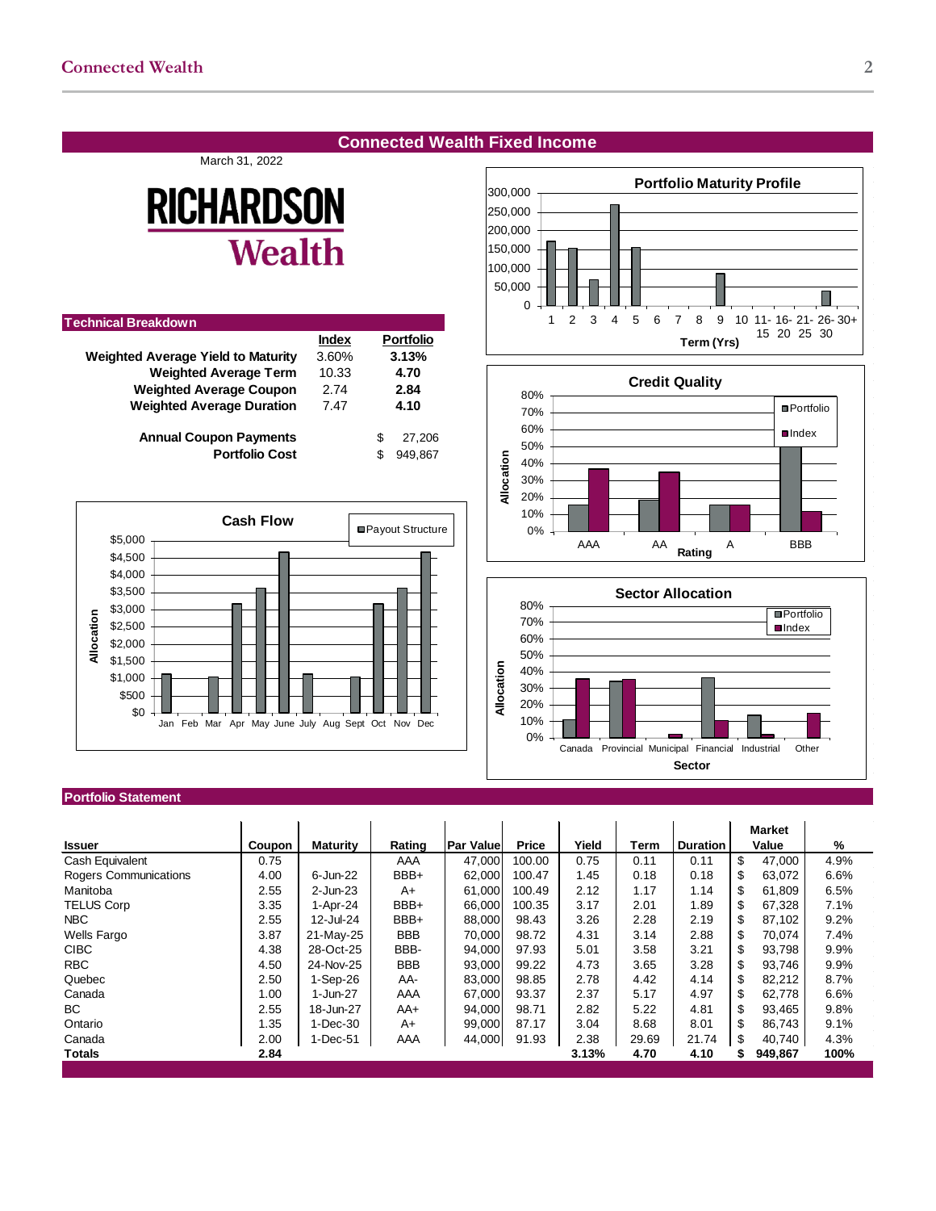## Connected Wealth Fixed Income

March 31, 2022

RICHARDSON Wealth

### Technical Breakdown

| | Index | Portfolio |
|---|---|---|
| **Weighted Average Yield to Maturity** | 3.60% | **3.13%** |
| **Weighted Average Term** | 10.33 | **4.70** |
| **Weighted Average Coupon** | 2.74 | **2.84** |
| **Weighted Average Duration** | 7.47 | **4.10** |
| **Annual Coupon Payments** | | $ 27,206 |
| **Portfolio Cost** | | $ 949,867 |

**Portfolio Maturity Profile**

**Credit Quality**

**Cash Flow**

**Sector Allocation**

### Portfolio Statement

| Issuer | Coupon | Maturity | Rating | Par Value | Price | Yield | Term | Duration | Market Value | % |
|---|---|---|---|---|---|---|---|---|---|---|
| Cash Equivalent | 0.75 | | AAA | 47,000 | 100.00 | 0.75 | 0.11 | 0.11 | $ 47,000 | 4.9% |
| Rogers Communications | 4.00 | 6-Jun-22 | BBB+ | 62,000 | 100.47 | 1.45 | 0.18 | 0.18 | $ 63,072 | 6.6% |
| Manitoba | 2.55 | 2-Jun-23 | A+ | 61,000 | 100.49 | 2.12 | 1.17 | 1.14 | $ 61,809 | 6.5% |
| TELUS Corp | 3.35 | 1-Apr-24 | BBB+ | 66,000 | 100.35 | 3.17 | 2.01 | 1.89 | $ 67,328 | 7.1% |
| NBC | 2.55 | 12-Jul-24 | BBB+ | 88,000 | 98.43 | 3.26 | 2.28 | 2.19 | $ 87,102 | 9.2% |
| Wells Fargo | 3.87 | 21-May-25 | BBB | 70,000 | 98.72 | 4.31 | 3.14 | 2.88 | $ 70,074 | 7.4% |
| CIBC | 4.38 | 28-Oct-25 | BBB- | 94,000 | 97.93 | 5.01 | 3.58 | 3.21 | $ 93,798 | 9.9% |
| RBC | 4.50 | 24-Nov-25 | BBB | 93,000 | 99.22 | 4.73 | 3.65 | 3.28 | $ 93,746 | 9.9% |
| Quebec | 2.50 | 1-Sep-26 | AA- | 83,000 | 98.85 | 2.78 | 4.42 | 4.14 | $ 82,212 | 8.7% |
| Canada | 1.00 | 1-Jun-27 | AAA | 67,000 | 93.37 | 2.37 | 5.17 | 4.97 | $ 62,778 | 6.6% |
| BC | 2.55 | 18-Jun-27 | AA+ | 94,000 | 98.71 | 2.82 | 5.22 | 4.81 | $ 93,465 | 9.8% |
| Ontario | 1.35 | 1-Dec-30 | A+ | 99,000 | 87.17 | 3.04 | 8.68 | 8.01 | $ 86,743 | 9.1% |
| Canada | 2.00 | 1-Dec-51 | AAA | 44,000 | 91.93 | 2.38 | 29.69 | 21.74 | $ 40,740 | 4.3% |
| **Totals** | **2.84** | | | | | **3.13%** | **4.70** | **4.10** | **$ 949,867** | **100%** |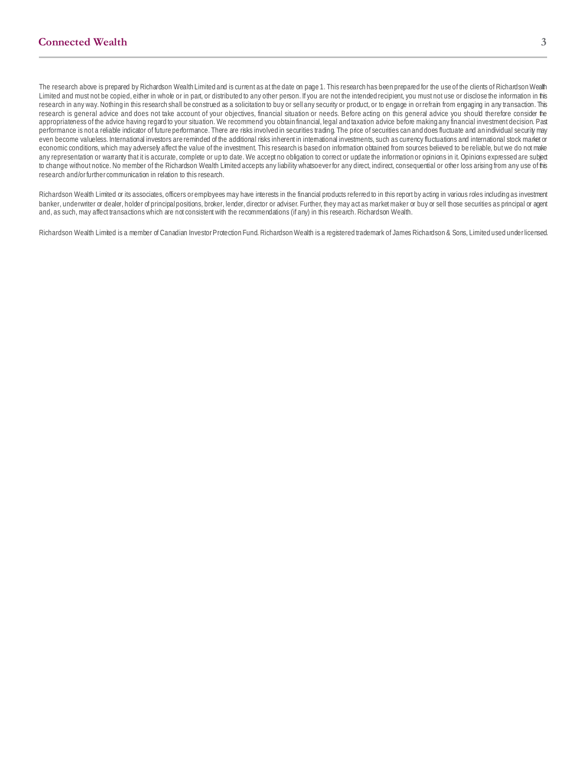The research above is prepared by Richardson Wealth Limited and is current as at the date on page 1. This research has been prepared for the use of the clients of Richardson Wealth Limited and must not be copied, either in whole or in part, or distributed to any other person. If you are not the intended recipient, you must not use or disclose the information in this research in any way. Nothing in this research shall be construed as a solicitation to buy or sell any security or product, or to engage in or refrain from engaging in any transaction. This research is general advice and does not take account of your objectives, financial situation or needs. Before acting on this general advice you should therefore consider the appropriateness of the advice having regard to your situation. We recommend you obtain financial, legal and taxation advice before making any financial investment decision. Past performance is not a reliable indicator of future performance. There are risks involved in securities trading. The price of securities can and does fluctuate and an individual security may even become valueless. International investors are reminded of the additional risks inherent in international investments, such as currency fluctuations and international stock market or economic conditions, which may adversely affect the value of the investment. This research is based on information obtained from sources believed to be reliable, but we do not make any representation or warranty that it is accurate, complete or up to date. We accept no obligation to correct or update the information or opinions in it. Opinions expressed are subject to change without notice. No member of the Richardson Wealth Limited accepts any liability whatsoever for any direct, indirect, consequential or other loss arising from any use of this research and/or further communication in relation to this research.

Richardson Wealth Limited or its associates, officers or employees may have interests in the financial products referred to in this report by acting in various roles including as investment banker, underwriter or dealer, holder of principal positions, broker, lender, director or adviser. Further, they may act as market maker or buy or sell those securities as principal or agent and, as such, may affect transactions which are not consistent with the recommendations (if any) in this research. Richardson Wealth.

Richardson Wealth Limited is a member of Canadian Investor Protection Fund. Richardson Wealth is a registered trademark of James Richardson & Sons, Limited used under licensed.